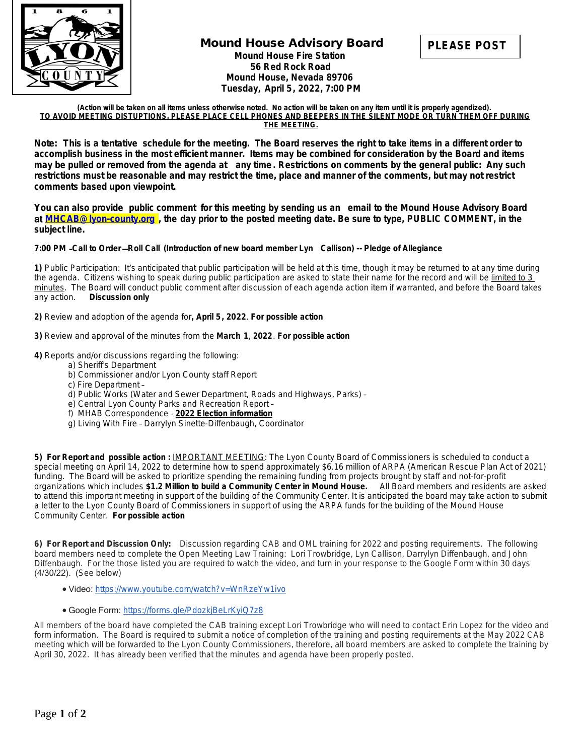# Mound House Advisory Board

**PLEASE POST**

**Mound House Fire Station**
**56 Red Rock Road**
**Mound House, Nevada 89706**
**Tuesday, April 5, 2022, 7:00 PM**

**(Action will be taken on all items unless otherwise noted. No action will be taken on any item until it is properly agendized).**
**TO AVOID MEETING DISTUPTIONS, PLEASE PLACE CELL PHONES AND BEEPERS IN THE SILENT MODE OR TURN THEM OFF DURING THE MEETING.**

**Note: This is a tentative schedule for the meeting. The Board reserves the right to take items in a different order to accomplish business in the most efficient manner. Items may be combined for consideration by the Board and items may be pulled or removed from the agenda at any time. Restrictions on comments by the general public: Any such restrictions must be reasonable and may restrict the time, place and manner of the comments, but may not restrict comments based upon viewpoint.**

**You can also provide public comment for this meeting by sending us an email to the Mound House Advisory Board at MHCAB@lyon-county.org, the day prior to the posted meeting date. Be sure to type, PUBLIC COMMENT, in the subject line.**

**7:00 PM –Call to Order—Roll Call (Introduction of new board member Lyn Callison) -- Pledge of Allegiance**

**1)** Public Participation: It's anticipated that public participation will be held at this time, though it may be returned to at any time during the agenda. Citizens wishing to speak during public participation are asked to state their name for the record and will be limited to 3 minutes. The Board will conduct public comment after discussion of each agenda action item if warranted, and before the Board takes any action. **Discussion only**

**2)** Review and adoption of the agenda for**, April 5, 2022**. **For possible action**

**3)** Review and approval of the minutes from the **March 1**, **2022**. **For possible action**

**4)** Reports and/or discussions regarding the following:

- a) Sheriff's Department
- b) Commissioner and/or Lyon County staff Report
- c) Fire Department –
- d) Public Works (Water and Sewer Department, Roads and Highways, Parks) –
- e) Central Lyon County Parks and Recreation Report –
- f) MHAB Correspondence – **2022 Election information**
- g) Living With Fire – Darrylyn Sinette-Diffenbaugh, Coordinator

**5) For Report and possible action :** IMPORTANT MEETING: The Lyon County Board of Commissioners is scheduled to conduct a special meeting on April 14, 2022 to determine how to spend approximately $6.16 million of ARPA (American Rescue Plan Act of 2021) funding. The Board will be asked to prioritize spending the remaining funding from projects brought by staff and not-for-profit organizations which includes **$1.2 Million to build a Community Center in Mound House.** All Board members and residents are asked to attend this important meeting in support of the building of the Community Center. It is anticipated the board may take action to submit a letter to the Lyon County Board of Commissioners in support of using the ARPA funds for the building of the Mound House Community Center. **For possible action**

**6) For Report and Discussion Only:** Discussion regarding CAB and OML training for 2022 and posting requirements. The following board members need to complete the Open Meeting Law Training: Lori Trowbridge, Lyn Callison, Darrylyn Diffenbaugh, and John Diffenbaugh. For the those listed you are required to watch the video, and turn in your response to the Google Form within 30 days (4/30/22). (See below)

- Video: https://www.youtube.com/watch?v=WnRzeYw1ivo
- Google Form: https://forms.gle/PdozkjBeLrKyiQ7z8

All members of the board have completed the CAB training except Lori Trowbridge who will need to contact Erin Lopez for the video and form information. The Board is required to submit a notice of completion of the training and posting requirements at the May 2022 CAB meeting which will be forwarded to the Lyon County Commissioners, therefore, all board members are asked to complete the training by April 30, 2022. It has already been verified that the minutes and agenda have been properly posted.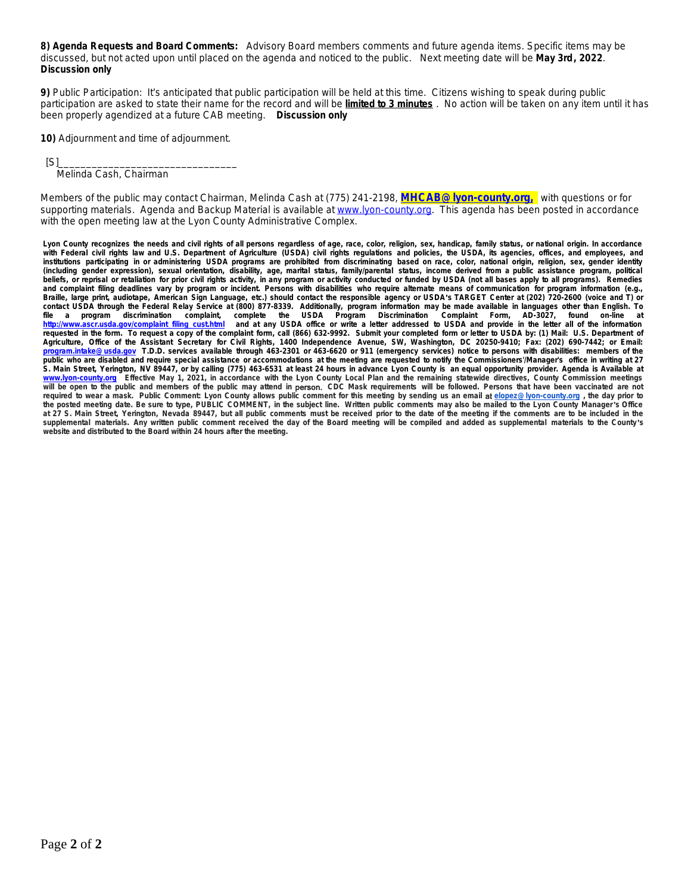**8) Agenda Requests and Board Comments:** Advisory Board members comments and future agenda items. Specific items may be discussed, but not acted upon until placed on the agenda and noticed to the public. Next meeting date will be **May 3rd, 2022**. **Discussion only**

**9)** Public Participation: It's anticipated that public participation will be held at this time. Citizens wishing to speak during public participation are asked to state their name for the record and will be **limited to 3 minutes**. No action will be taken on any item until it has been properly agendized at a future CAB meeting. **Discussion only**

**10)** Adjournment and time of adjournment.

[S]_______________________________
Melinda Cash, Chairman

Members of the public may contact Chairman, Melinda Cash at (775) 241-2198, **MHCAB@lyon-county.org,** with questions or for supporting materials. Agenda and Backup Material is available at www.lyon-county.org. This agenda has been posted in accordance with the open meeting law at the Lyon County Administrative Complex.

**Lyon County recognizes the needs and civil rights of all persons regardless of age, race, color, religion, sex, handicap, family status, or national origin. In accordance with Federal civil rights law and U.S. Department of Agriculture (USDA) civil rights regulations and policies, the USDA, its agencies, offices, and employees, and institutions participating in or administering USDA programs are prohibited from discriminating based on race, color, national origin, religion, sex, gender identity (including gender expression), sexual orientation, disability, age, marital status, family/parental status, income derived from a public assistance program, political beliefs, or reprisal or retaliation for prior civil rights activity, in any program or activity conducted or funded by USDA (not all bases apply to all programs). Remedies and complaint filing deadlines vary by program or incident. Persons with disabilities who require alternate means of communication for program information (e.g., Braille, large print, audiotape, American Sign Language, etc.) should contact the responsible agency or USDA's TARGET Center at (202) 720-2600 (voice and T) or contact USDA through the Federal Relay Service at (800) 877-8339. Additionally, program information may be made available in languages other than English. To file a program discrimination complaint, complete the USDA Program Discrimination Complaint Form, AD-3027, found on-line at http://www.ascr.usda.gov/complaint_filing_cust.html and at any USDA office or write a letter addressed to USDA and provide in the letter all of the information requested in the form. To request a copy of the complaint form, call (866) 632-9992. Submit your completed form or letter to USDA by: (1) Mail: U.S. Department of Agriculture, Office of the Assistant Secretary for Civil Rights, 1400 Independence Avenue, SW, Washington, DC 20250-9410; Fax: (202) 690-7442; or Email: program.intake@usda.gov T.D.D. services available through 463-2301 or 463-6620 or 911 (emergency services) notice to persons with disabilities: members of the public who are disabled and require special assistance or accommodations at the meeting are requested to notify the Commissioners'/Manager's office in writing at 27 S. Main Street, Yerington, NV 89447, or by calling (775) 463-6531 at least 24 hours in advance Lyon County is an equal opportunity provider. Agenda is Available at www.lyon-county.org Effective May 1, 2021, in accordance with the Lyon County Local Plan and the remaining statewide directives, County Commission meetings will be open to the public and members of the public may attend in person. CDC Mask requirements will be followed. Persons that have been vaccinated are not required to wear a mask. Public Comment: Lyon County allows public comment for this meeting by sending us an email at elopez@lyon-county.org, the day prior to the posted meeting date. Be sure to type, PUBLIC COMMENT, in the subject line. Written public comments may also be mailed to the Lyon County Manager's Office at 27 S. Main Street, Yerington, Nevada 89447, but all public comments must be received prior to the date of the meeting if the comments are to be included in the supplemental materials. Any written public comment received the day of the Board meeting will be compiled and added as supplemental materials to the County's website and distributed to the Board within 24 hours after the meeting.**